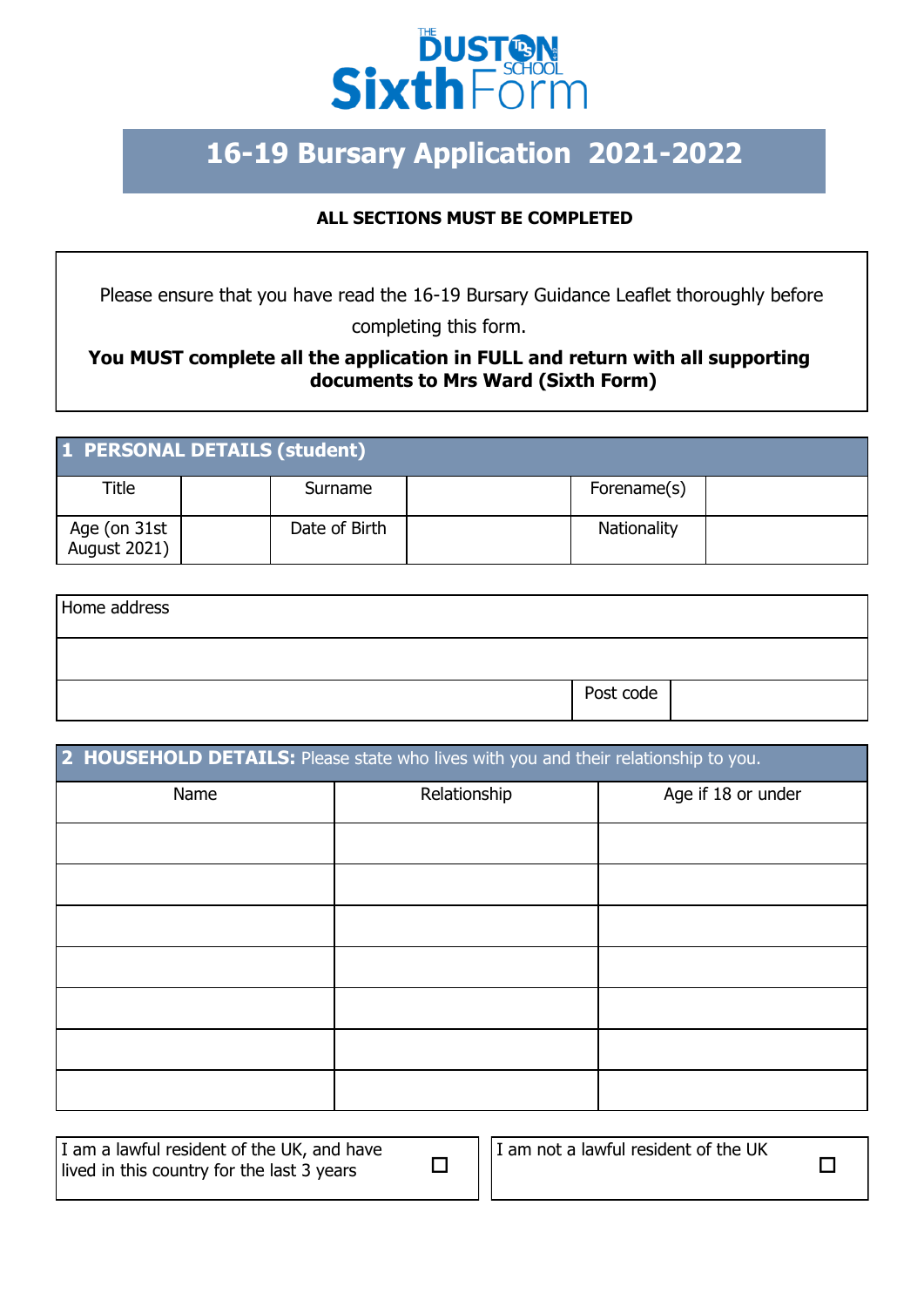THE DUSTON SCHOOL Sixth Form

# 16-19 Bursary Application 2021-2022

**ALL SECTIONS MUST BE COMPLETED**

Please ensure that you have read the 16-19 Bursary Guidance Leaflet thoroughly before completing this form.

**You MUST complete all the application in FULL and return with all supporting documents to Mrs Ward (Sixth Form)**

## 1 PERSONAL DETAILS (student)

| Title | | Surname | | Forename(s) | |
|---|---|---|---|---|---|
| Age (on 31st August 2021) | | Date of Birth | | Nationality | |

| Home address | | |
|---|---|---|
| | | |
| | Post code | |

## 2 HOUSEHOLD DETAILS: Please state who lives with you and their relationship to you.

| Name | Relationship | Age if 18 or under |
|---|---|---|
| | | |
| | | |
| | | |
| | | |
| | | |
| | | |
| | | |

| I am a lawful resident of the UK, and have lived in this country for the last 3 years | ☐ | I am not a lawful resident of the UK | ☐ |
|---|---|---|---|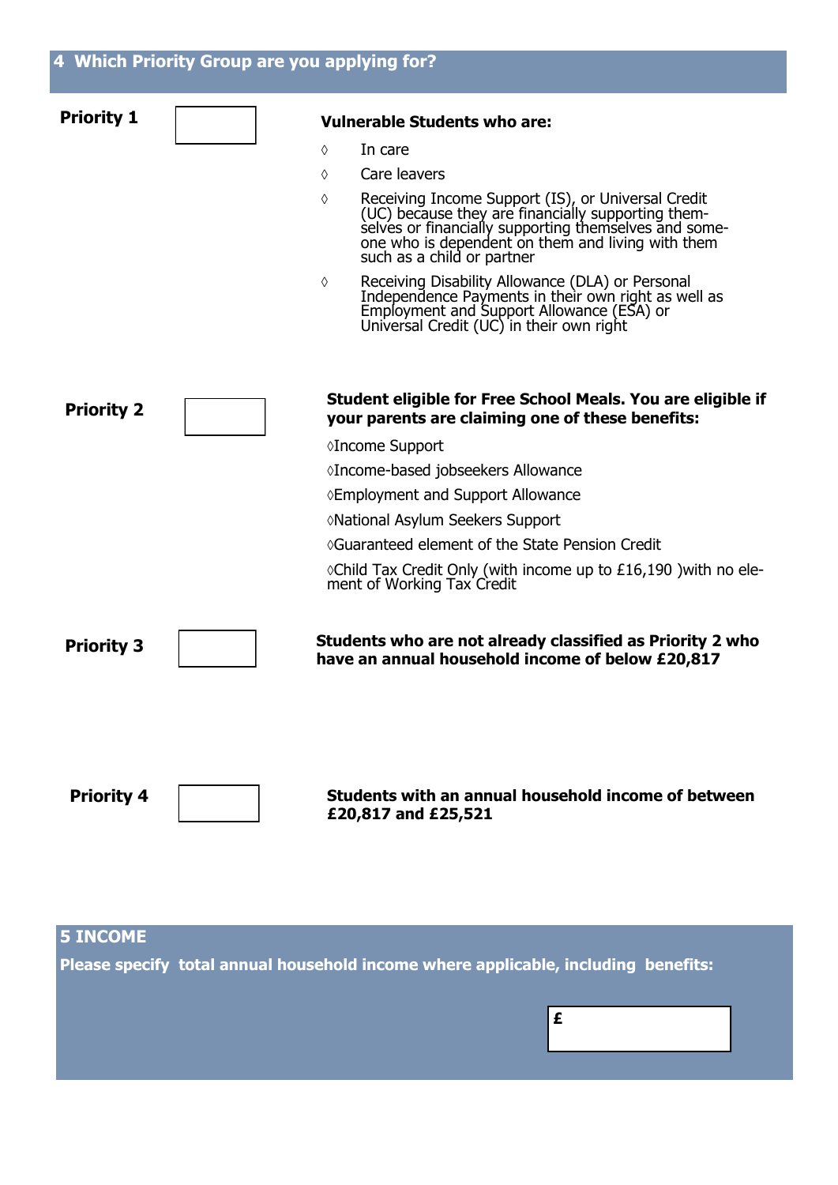## 4 Which Priority Group are you applying for?

**Priority 1** ☐

**Vulnerable Students who are:**

- ◊ In care
- ◊ Care leavers
- ◊ Receiving Income Support (IS), or Universal Credit (UC) because they are financially supporting themselves or financially supporting themselves and someone who is dependent on them and living with them such as a child or partner
- ◊ Receiving Disability Allowance (DLA) or Personal Independence Payments in their own right as well as Employment and Support Allowance (ESA) or Universal Credit (UC) in their own right

**Priority 2** ☐

**Student eligible for Free School Meals. You are eligible if your parents are claiming one of these benefits:**

- ◊Income Support
- ◊Income-based jobseekers Allowance
- ◊Employment and Support Allowance
- ◊National Asylum Seekers Support
- ◊Guaranteed element of the State Pension Credit
- ◊Child Tax Credit Only (with income up to £16,190 )with no element of Working Tax Credit

**Priority 3** ☐

**Students who are not already classified as Priority 2 who have an annual household income of below £20,817**

**Priority 4** ☐

**Students with an annual household income of between £20,817 and £25,521**

## 5 INCOME

**Please specify total annual household income where applicable, including benefits:**

£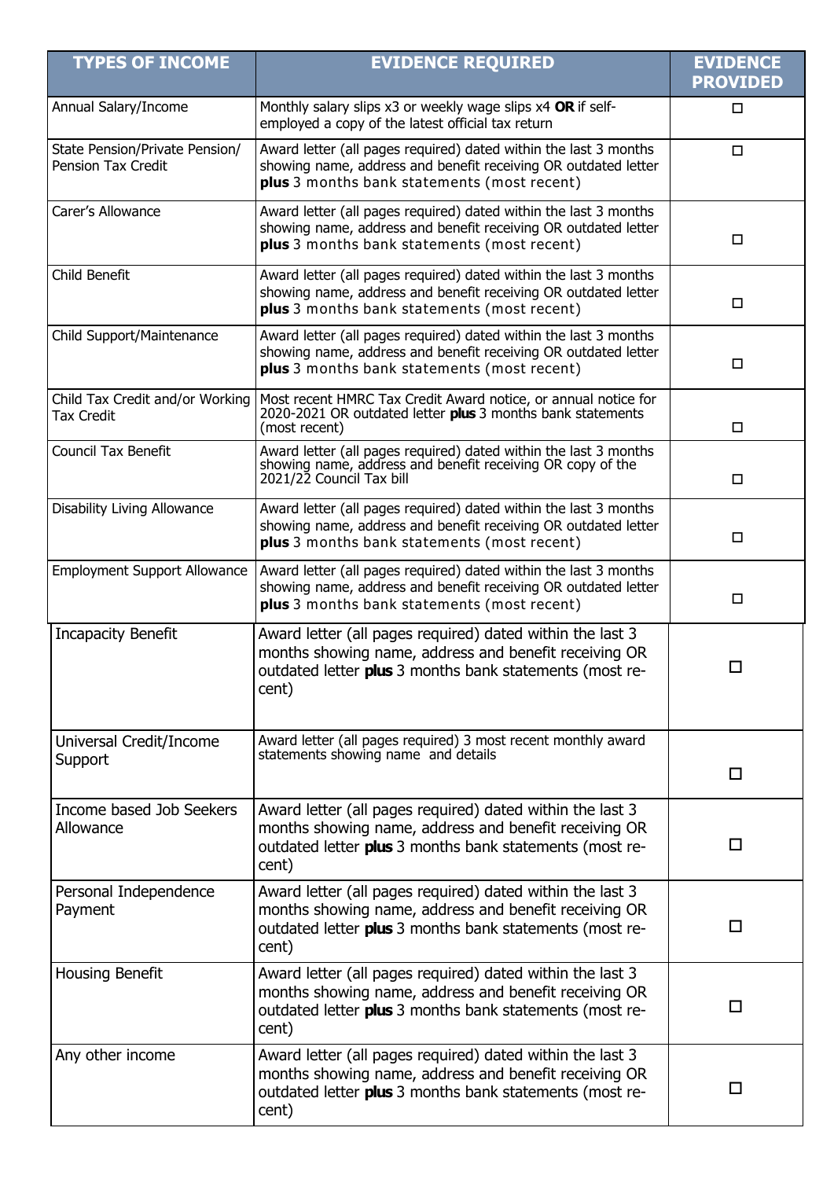| TYPES OF INCOME | EVIDENCE REQUIRED | EVIDENCE PROVIDED |
|---|---|---|
| Annual Salary/Income | Monthly salary slips x3 or weekly wage slips x4 **OR** if self-employed a copy of the latest official tax return | ☐ |
| State Pension/Private Pension/ Pension Tax Credit | Award letter (all pages required) dated within the last 3 months showing name, address and benefit receiving OR outdated letter **plus** 3 months bank statements (most recent) | ☐ |
| Carer's Allowance | Award letter (all pages required) dated within the last 3 months showing name, address and benefit receiving OR outdated letter **plus** 3 months bank statements (most recent) | ☐ |
| Child Benefit | Award letter (all pages required) dated within the last 3 months showing name, address and benefit receiving OR outdated letter **plus** 3 months bank statements (most recent) | ☐ |
| Child Support/Maintenance | Award letter (all pages required) dated within the last 3 months showing name, address and benefit receiving OR outdated letter **plus** 3 months bank statements (most recent) | ☐ |
| Child Tax Credit and/or Working Tax Credit | Most recent HMRC Tax Credit Award notice, or annual notice for 2020-2021 OR outdated letter **plus** 3 months bank statements (most recent) | ☐ |
| Council Tax Benefit | Award letter (all pages required) dated within the last 3 months showing name, address and benefit receiving OR copy of the 2021/22 Council Tax bill | ☐ |
| Disability Living Allowance | Award letter (all pages required) dated within the last 3 months showing name, address and benefit receiving OR outdated letter **plus** 3 months bank statements (most recent) | ☐ |
| Employment Support Allowance | Award letter (all pages required) dated within the last 3 months showing name, address and benefit receiving OR outdated letter **plus** 3 months bank statements (most recent) | ☐ |
| Incapacity Benefit | Award letter (all pages required) dated within the last 3 months showing name, address and benefit receiving OR outdated letter **plus** 3 months bank statements (most recent) | ☐ |
| Universal Credit/Income Support | Award letter (all pages required) 3 most recent monthly award statements showing name and details | ☐ |
| Income based Job Seekers Allowance | Award letter (all pages required) dated within the last 3 months showing name, address and benefit receiving OR outdated letter **plus** 3 months bank statements (most recent) | ☐ |
| Personal Independence Payment | Award letter (all pages required) dated within the last 3 months showing name, address and benefit receiving OR outdated letter **plus** 3 months bank statements (most recent) | ☐ |
| Housing Benefit | Award letter (all pages required) dated within the last 3 months showing name, address and benefit receiving OR outdated letter **plus** 3 months bank statements (most recent) | ☐ |
| Any other income | Award letter (all pages required) dated within the last 3 months showing name, address and benefit receiving OR outdated letter **plus** 3 months bank statements (most recent) | ☐ |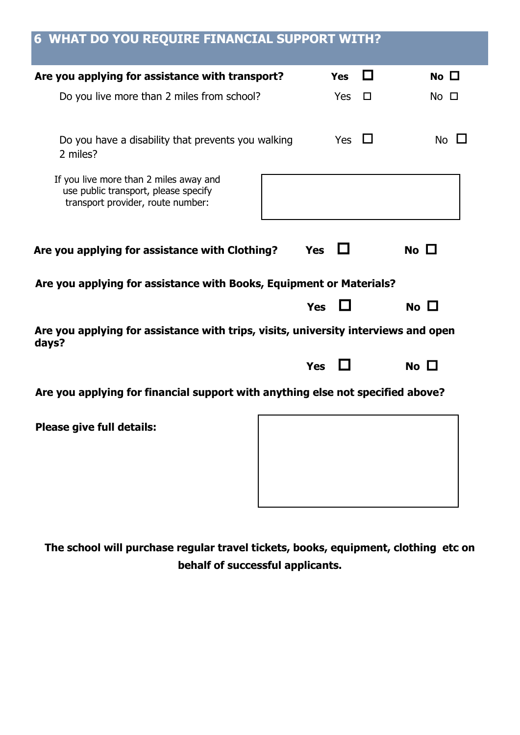## 6 WHAT DO YOU REQUIRE FINANCIAL SUPPORT WITH?

**Are you applying for assistance with transport?** **Yes** ☐ **No** ☐

Do you live more than 2 miles from school? Yes ☐ No ☐

Do you have a disability that prevents you walking 2 miles? Yes ☐ No ☐

If you live more than 2 miles away and use public transport, please specify transport provider, route number:

**Are you applying for assistance with Clothing?** **Yes** ☐ **No** ☐

**Are you applying for assistance with Books, Equipment or Materials?**

**Yes** ☐ **No** ☐

**Are you applying for assistance with trips, visits, university interviews and open days?**

**Yes** ☐ **No** ☐

**Are you applying for financial support with anything else not specified above?**

**Please give full details:**

**The school will purchase regular travel tickets, books, equipment, clothing etc on behalf of successful applicants.**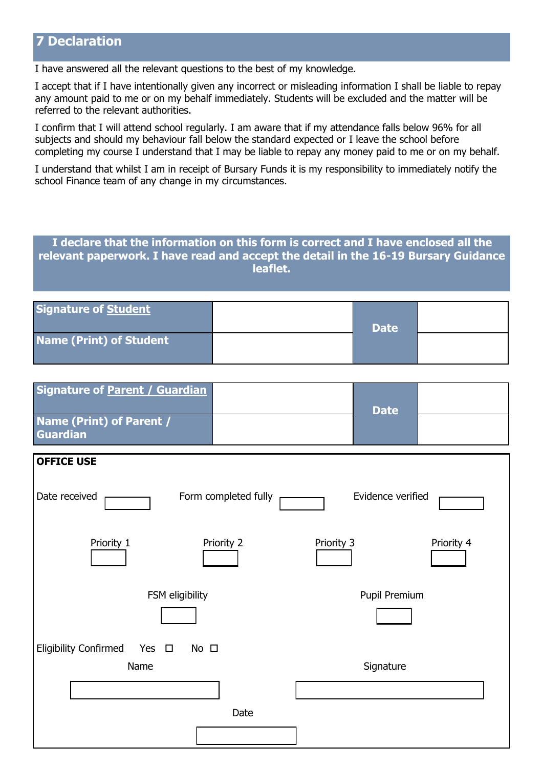## 7 Declaration

I have answered all the relevant questions to the best of my knowledge.

I accept that if I have intentionally given any incorrect or misleading information I shall be liable to repay any amount paid to me or on my behalf immediately. Students will be excluded and the matter will be referred to the relevant authorities.

I confirm that I will attend school regularly. I am aware that if my attendance falls below 96% for all subjects and should my behaviour fall below the standard expected or I leave the school before completing my course I understand that I may be liable to repay any money paid to me or on my behalf.

I understand that whilst I am in receipt of Bursary Funds it is my responsibility to immediately notify the school Finance team of any change in my circumstances.

**I declare that the information on this form is correct and I have enclosed all the relevant paperwork. I have read and accept the detail in the 16-19 Bursary Guidance leaflet.**

| | | | |
|---|---|---|---|
| **Signature of Student** | | **Date** | |
| **Name (Print) of Student** | | | |

| | | | |
|---|---|---|---|
| **Signature of Parent / Guardian** | | **Date** | |
| **Name (Print) of Parent / Guardian** | | | |

**OFFICE USE**

Date received ☐ Form completed fully ☐ Evidence verified ☐

Priority 1 ☐ Priority 2 ☐ Priority 3 ☐ Priority 4 ☐

FSM eligibility ☐ Pupil Premium ☐

Eligibility Confirmed Yes ☐ No ☐

Name ________________ Signature ________________

Date ________________